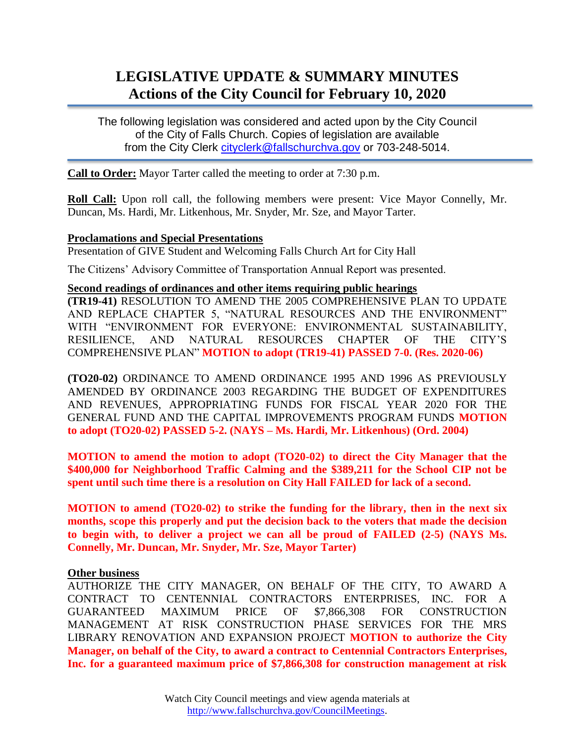# LEGISLATIVE UPDATE & SUMMARY MINUTES
## Actions of the City Council for February 10, 2020

The following legislation was considered and acted upon by the City Council of the City of Falls Church. Copies of legislation are available from the City Clerk cityclerk@fallschurchva.gov or 703-248-5014.

**Call to Order:** Mayor Tarter called the meeting to order at 7:30 p.m.

**Roll Call:** Upon roll call, the following members were present: Vice Mayor Connelly, Mr. Duncan, Ms. Hardi, Mr. Litkenhous, Mr. Snyder, Mr. Sze, and Mayor Tarter.

**Proclamations and Special Presentations**

Presentation of GIVE Student and Welcoming Falls Church Art for City Hall

The Citizens' Advisory Committee of Transportation Annual Report was presented.

**Second readings of ordinances and other items requiring public hearings**

**(TR19-41)** RESOLUTION TO AMEND THE 2005 COMPREHENSIVE PLAN TO UPDATE AND REPLACE CHAPTER 5, "NATURAL RESOURCES AND THE ENVIRONMENT" WITH "ENVIRONMENT FOR EVERYONE: ENVIRONMENTAL SUSTAINABILITY, RESILIENCE, AND NATURAL RESOURCES CHAPTER OF THE CITY'S COMPREHENSIVE PLAN" **MOTION to adopt (TR19-41) PASSED 7-0. (Res. 2020-06)**

**(TO20-02)** ORDINANCE TO AMEND ORDINANCE 1995 AND 1996 AS PREVIOUSLY AMENDED BY ORDINANCE 2003 REGARDING THE BUDGET OF EXPENDITURES AND REVENUES, APPROPRIATING FUNDS FOR FISCAL YEAR 2020 FOR THE GENERAL FUND AND THE CAPITAL IMPROVEMENTS PROGRAM FUNDS **MOTION to adopt (TO20-02) PASSED 5-2. (NAYS – Ms. Hardi, Mr. Litkenhous) (Ord. 2004)**

**MOTION to amend the motion to adopt (TO20-02) to direct the City Manager that the $400,000 for Neighborhood Traffic Calming and the $389,211 for the School CIP not be spent until such time there is a resolution on City Hall FAILED for lack of a second.**

**MOTION to amend (TO20-02) to strike the funding for the library, then in the next six months, scope this properly and put the decision back to the voters that made the decision to begin with, to deliver a project we can all be proud of FAILED (2-5) (NAYS Ms. Connelly, Mr. Duncan, Mr. Snyder, Mr. Sze, Mayor Tarter)**

**Other business**

AUTHORIZE THE CITY MANAGER, ON BEHALF OF THE CITY, TO AWARD A CONTRACT TO CENTENNIAL CONTRACTORS ENTERPRISES, INC. FOR A GUARANTEED MAXIMUM PRICE OF $7,866,308 FOR CONSTRUCTION MANAGEMENT AT RISK CONSTRUCTION PHASE SERVICES FOR THE MRS LIBRARY RENOVATION AND EXPANSION PROJECT **MOTION to authorize the City Manager, on behalf of the City, to award a contract to Centennial Contractors Enterprises, Inc. for a guaranteed maximum price of $7,866,308 for construction management at risk**

Watch City Council meetings and view agenda materials at http://www.fallschurchva.gov/CouncilMeetings.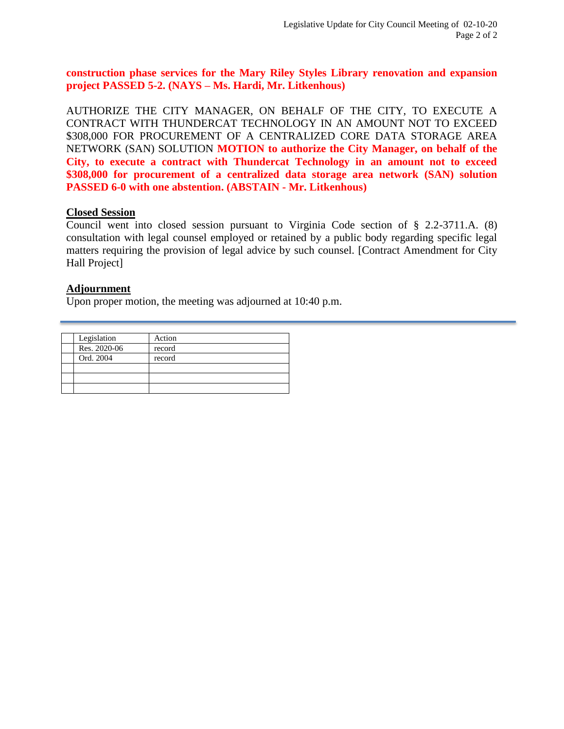**construction phase services for the Mary Riley Styles Library renovation and expansion project PASSED 5-2. (NAYS – Ms. Hardi, Mr. Litkenhous)**

AUTHORIZE THE CITY MANAGER, ON BEHALF OF THE CITY, TO EXECUTE A CONTRACT WITH THUNDERCAT TECHNOLOGY IN AN AMOUNT NOT TO EXCEED $308,000 FOR PROCUREMENT OF A CENTRALIZED CORE DATA STORAGE AREA NETWORK (SAN) SOLUTION **MOTION to authorize the City Manager, on behalf of the City, to execute a contract with Thundercat Technology in an amount not to exceed $308,000 for procurement of a centralized data storage area network (SAN) solution PASSED 6-0 with one abstention. (ABSTAIN - Mr. Litkenhous)**

**Closed Session**

Council went into closed session pursuant to Virginia Code section of § 2.2-3711.A. (8) consultation with legal counsel employed or retained by a public body regarding specific legal matters requiring the provision of legal advice by such counsel. [Contract Amendment for City Hall Project]

**Adjournment**

Upon proper motion, the meeting was adjourned at 10:40 p.m.

---

| | Legislation | Action |
|---|---|---|
| | Res. 2020-06 | record |
| | Ord. 2004 | record |
| | | |
| | | |
| | | |